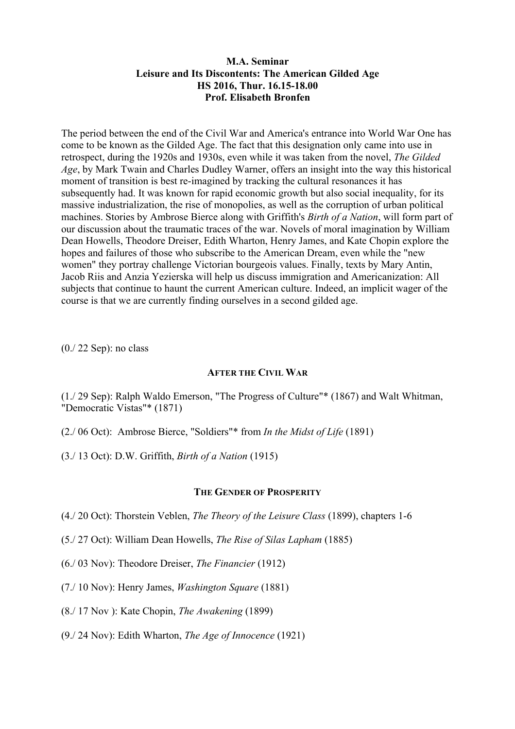**M.A. Seminar**
**Leisure and Its Discontents: The American Gilded Age**
**HS 2016, Thur. 16.15-18.00**
**Prof. Elisabeth Bronfen**

The period between the end of the Civil War and America's entrance into World War One has come to be known as the Gilded Age. The fact that this designation only came into use in retrospect, during the 1920s and 1930s, even while it was taken from the novel, *The Gilded Age*, by Mark Twain and Charles Dudley Warner, offers an insight into the way this historical moment of transition is best re-imagined by tracking the cultural resonances it has subsequently had. It was known for rapid economic growth but also social inequality, for its massive industrialization, the rise of monopolies, as well as the corruption of urban political machines. Stories by Ambrose Bierce along with Griffith's *Birth of a Nation*, will form part of our discussion about the traumatic traces of the war. Novels of moral imagination by William Dean Howells, Theodore Dreiser, Edith Wharton, Henry James, and Kate Chopin explore the hopes and failures of those who subscribe to the American Dream, even while the "new women" they portray challenge Victorian bourgeois values. Finally, texts by Mary Antin, Jacob Riis and Anzia Yezierska will help us discuss immigration and Americanization: All subjects that continue to haunt the current American culture. Indeed, an implicit wager of the course is that we are currently finding ourselves in a second gilded age.

(0./ 22 Sep): no class

**AFTER THE CIVIL WAR**

(1./ 29 Sep): Ralph Waldo Emerson, "The Progress of Culture"* (1867) and Walt Whitman, "Democratic Vistas"* (1871)

(2./ 06 Oct): Ambrose Bierce, "Soldiers"* from *In the Midst of Life* (1891)

(3./ 13 Oct): D.W. Griffith, *Birth of a Nation* (1915)

**THE GENDER OF PROSPERITY**

(4./ 20 Oct): Thorstein Veblen, *The Theory of the Leisure Class* (1899), chapters 1-6

(5./ 27 Oct): William Dean Howells, *The Rise of Silas Lapham* (1885)

(6./ 03 Nov): Theodore Dreiser, *The Financier* (1912)

(7./ 10 Nov): Henry James, *Washington Square* (1881)

(8./ 17 Nov ): Kate Chopin, *The Awakening* (1899)

(9./ 24 Nov): Edith Wharton, *The Age of Innocence* (1921)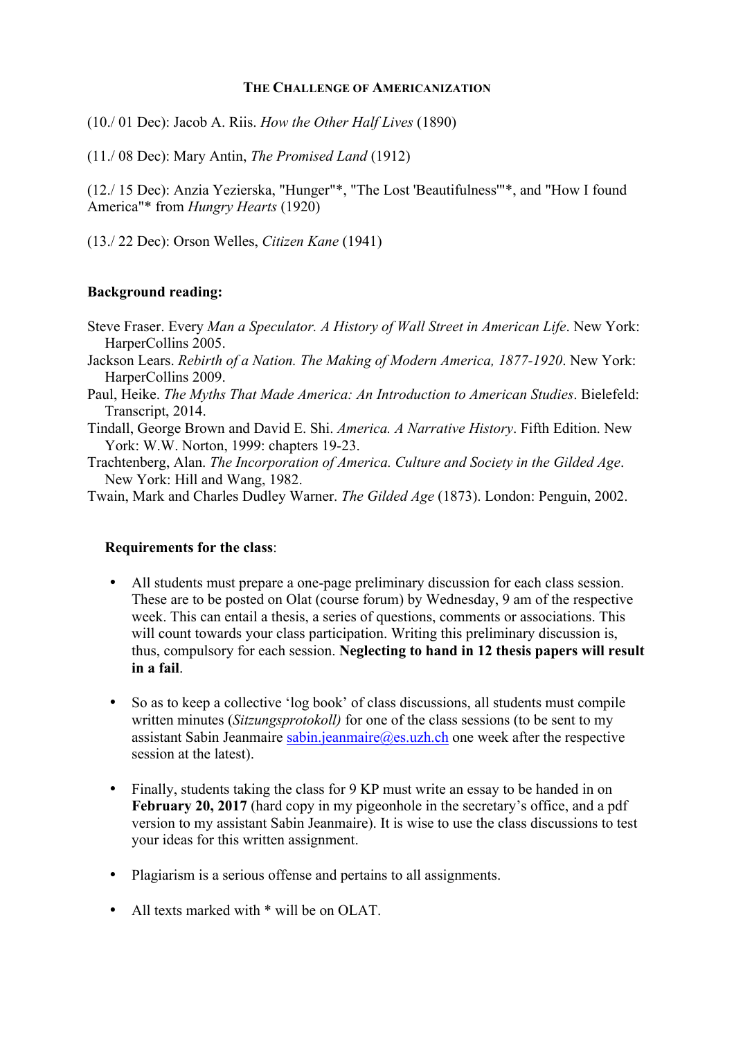## THE CHALLENGE OF AMERICANIZATION

(10./ 01 Dec): Jacob A. Riis. *How the Other Half Lives* (1890)

(11./ 08 Dec): Mary Antin, *The Promised Land* (1912)

(12./ 15 Dec): Anzia Yezierska, "Hunger"*, "The Lost 'Beautifulness'"*, and "How I found America"* from *Hungry Hearts* (1920)

(13./ 22 Dec): Orson Welles, *Citizen Kane* (1941)

**Background reading:**

Steve Fraser. Every *Man a Speculator. A History of Wall Street in American Life*. New York: HarperCollins 2005.

Jackson Lears. *Rebirth of a Nation. The Making of Modern America, 1877-1920*. New York: HarperCollins 2009.

Paul, Heike. *The Myths That Made America: An Introduction to American Studies*. Bielefeld: Transcript, 2014.

Tindall, George Brown and David E. Shi. *America. A Narrative History*. Fifth Edition. New York: W.W. Norton, 1999: chapters 19-23.

Trachtenberg, Alan. *The Incorporation of America. Culture and Society in the Gilded Age*. New York: Hill and Wang, 1982.

Twain, Mark and Charles Dudley Warner. *The Gilded Age* (1873). London: Penguin, 2002.

**Requirements for the class**:

- All students must prepare a one-page preliminary discussion for each class session. These are to be posted on Olat (course forum) by Wednesday, 9 am of the respective week. This can entail a thesis, a series of questions, comments or associations. This will count towards your class participation. Writing this preliminary discussion is, thus, compulsory for each session. **Neglecting to hand in 12 thesis papers will result in a fail**.

- So as to keep a collective 'log book' of class discussions, all students must compile written minutes (*Sitzungsprotokoll)* for one of the class sessions (to be sent to my assistant Sabin Jeanmaire sabin.jeanmaire@es.uzh.ch one week after the respective session at the latest).

- Finally, students taking the class for 9 KP must write an essay to be handed in on **February 20, 2017** (hard copy in my pigeonhole in the secretary's office, and a pdf version to my assistant Sabin Jeanmaire). It is wise to use the class discussions to test your ideas for this written assignment.

- Plagiarism is a serious offense and pertains to all assignments.

- All texts marked with * will be on OLAT.